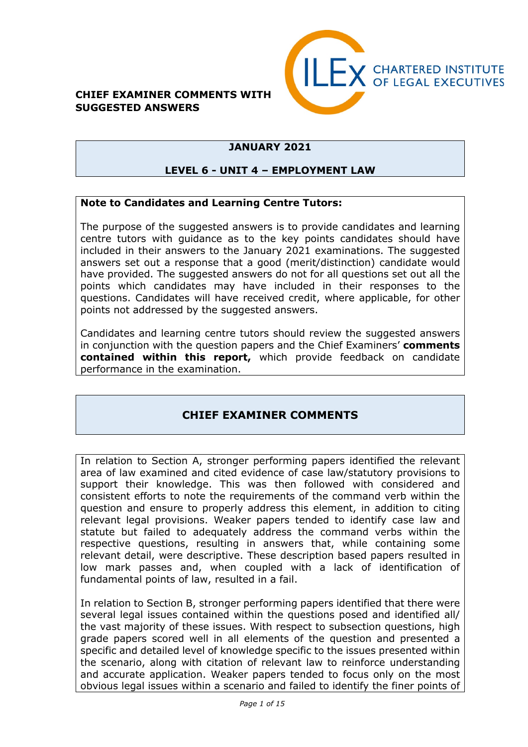**CHIEF EXAMINER COMMENTS WITH SUGGESTED ANSWERS**

ILEX CHARTERED INSTITUTE OF LEGAL EXECUTIVES

## JANUARY 2021

## LEVEL 6 - UNIT 4 – EMPLOYMENT LAW

**Note to Candidates and Learning Centre Tutors:**

The purpose of the suggested answers is to provide candidates and learning centre tutors with guidance as to the key points candidates should have included in their answers to the January 2021 examinations. The suggested answers set out a response that a good (merit/distinction) candidate would have provided. The suggested answers do not for all questions set out all the points which candidates may have included in their responses to the questions. Candidates will have received credit, where applicable, for other points not addressed by the suggested answers.

Candidates and learning centre tutors should review the suggested answers in conjunction with the question papers and the Chief Examiners' **comments contained within this report,** which provide feedback on candidate performance in the examination.

## CHIEF EXAMINER COMMENTS

In relation to Section A, stronger performing papers identified the relevant area of law examined and cited evidence of case law/statutory provisions to support their knowledge. This was then followed with considered and consistent efforts to note the requirements of the command verb within the question and ensure to properly address this element, in addition to citing relevant legal provisions. Weaker papers tended to identify case law and statute but failed to adequately address the command verbs within the respective questions, resulting in answers that, while containing some relevant detail, were descriptive. These description based papers resulted in low mark passes and, when coupled with a lack of identification of fundamental points of law, resulted in a fail.

In relation to Section B, stronger performing papers identified that there were several legal issues contained within the questions posed and identified all/ the vast majority of these issues. With respect to subsection questions, high grade papers scored well in all elements of the question and presented a specific and detailed level of knowledge specific to the issues presented within the scenario, along with citation of relevant law to reinforce understanding and accurate application. Weaker papers tended to focus only on the most obvious legal issues within a scenario and failed to identify the finer points of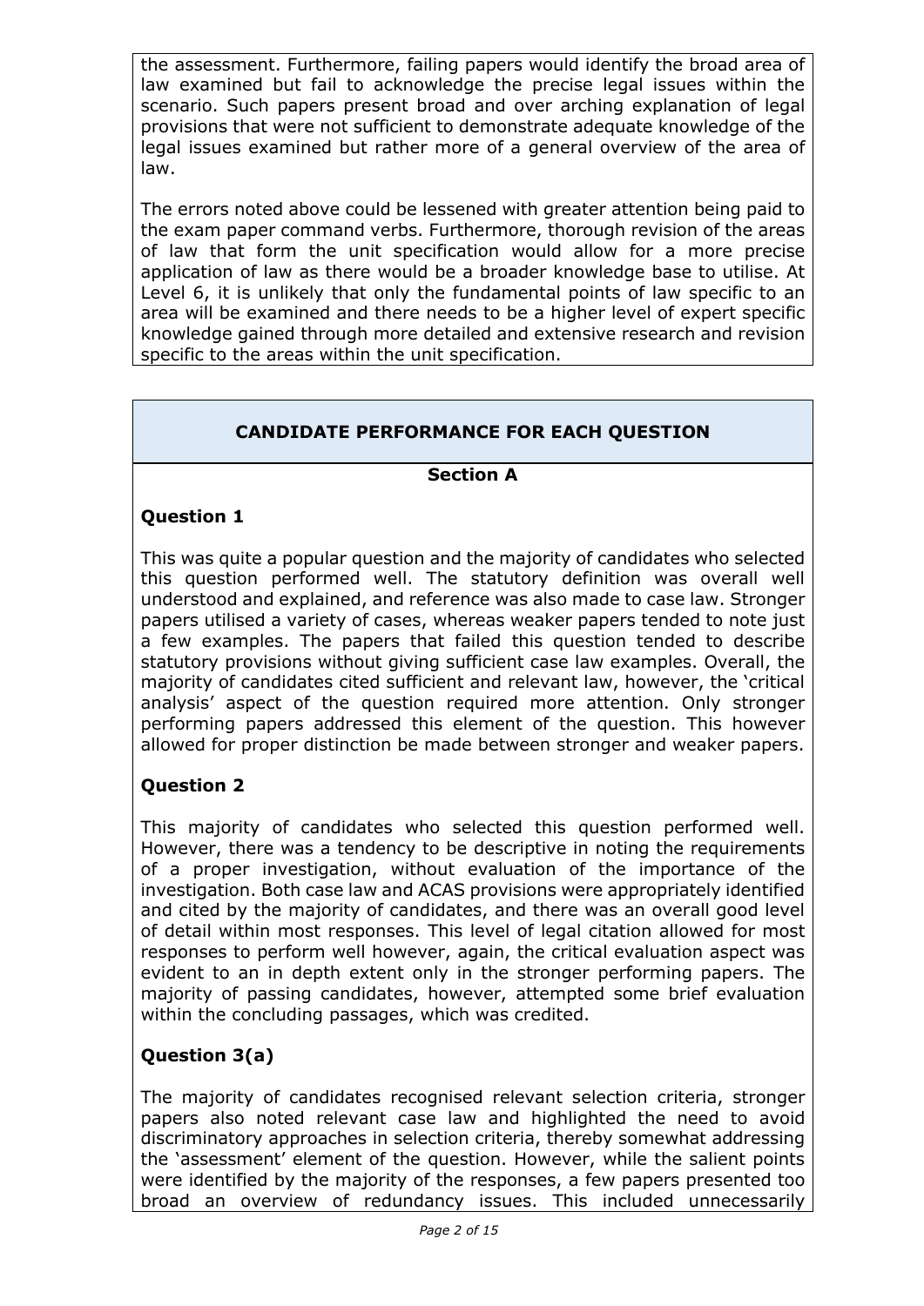the assessment. Furthermore, failing papers would identify the broad area of law examined but fail to acknowledge the precise legal issues within the scenario. Such papers present broad and over arching explanation of legal provisions that were not sufficient to demonstrate adequate knowledge of the legal issues examined but rather more of a general overview of the area of law.

The errors noted above could be lessened with greater attention being paid to the exam paper command verbs. Furthermore, thorough revision of the areas of law that form the unit specification would allow for a more precise application of law as there would be a broader knowledge base to utilise. At Level 6, it is unlikely that only the fundamental points of law specific to an area will be examined and there needs to be a higher level of expert specific knowledge gained through more detailed and extensive research and revision specific to the areas within the unit specification.

## CANDIDATE PERFORMANCE FOR EACH QUESTION

### Section A

### Question 1

This was quite a popular question and the majority of candidates who selected this question performed well. The statutory definition was overall well understood and explained, and reference was also made to case law. Stronger papers utilised a variety of cases, whereas weaker papers tended to note just a few examples. The papers that failed this question tended to describe statutory provisions without giving sufficient case law examples. Overall, the majority of candidates cited sufficient and relevant law, however, the 'critical analysis' aspect of the question required more attention. Only stronger performing papers addressed this element of the question. This however allowed for proper distinction be made between stronger and weaker papers.

### Question 2

This majority of candidates who selected this question performed well. However, there was a tendency to be descriptive in noting the requirements of a proper investigation, without evaluation of the importance of the investigation. Both case law and ACAS provisions were appropriately identified and cited by the majority of candidates, and there was an overall good level of detail within most responses. This level of legal citation allowed for most responses to perform well however, again, the critical evaluation aspect was evident to an in depth extent only in the stronger performing papers. The majority of passing candidates, however, attempted some brief evaluation within the concluding passages, which was credited.

### Question 3(a)

The majority of candidates recognised relevant selection criteria, stronger papers also noted relevant case law and highlighted the need to avoid discriminatory approaches in selection criteria, thereby somewhat addressing the 'assessment' element of the question. However, while the salient points were identified by the majority of the responses, a few papers presented too broad an overview of redundancy issues. This included unnecessarily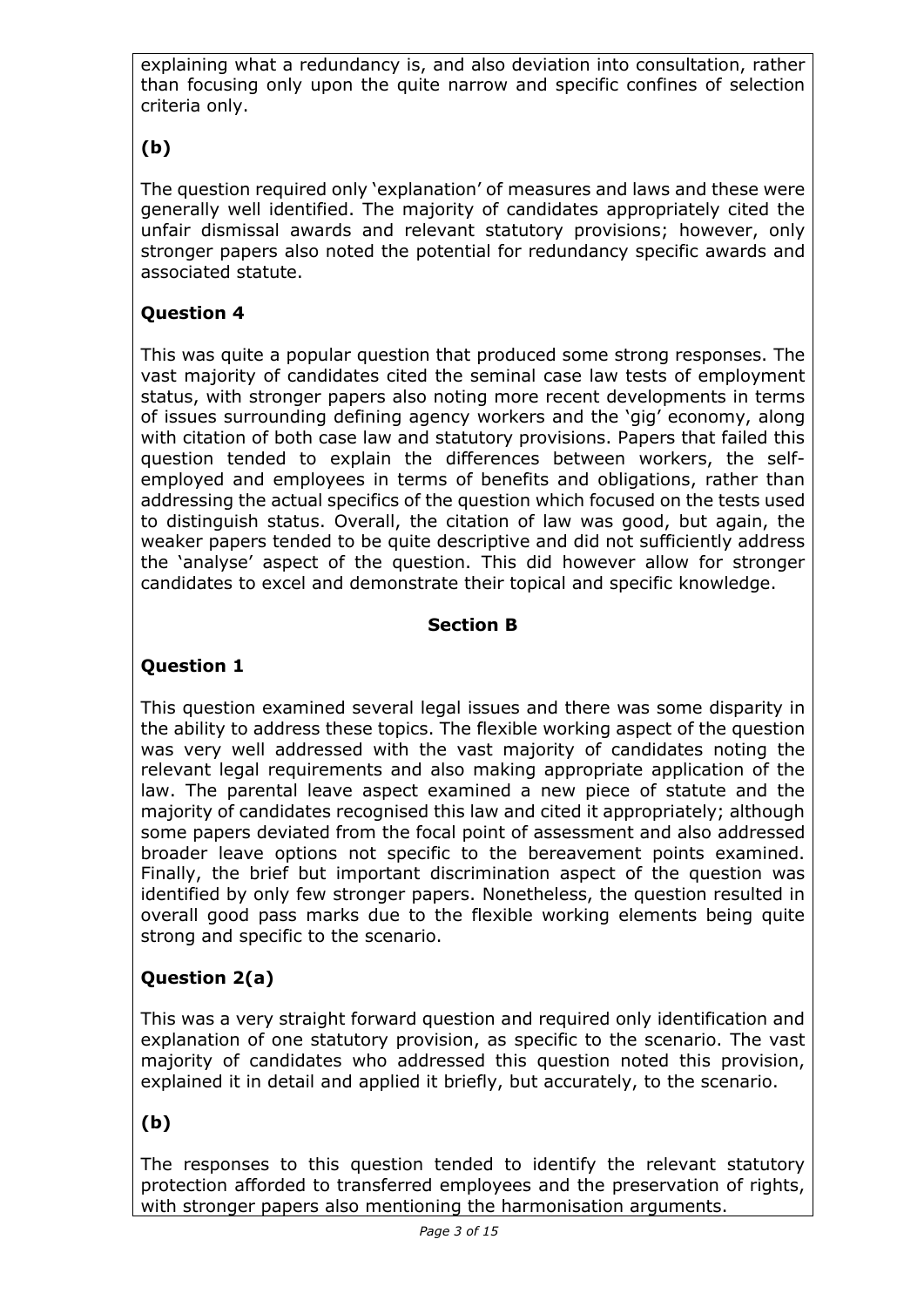explaining what a redundancy is, and also deviation into consultation, rather than focusing only upon the quite narrow and specific confines of selection criteria only.

### (b)

The question required only 'explanation' of measures and laws and these were generally well identified. The majority of candidates appropriately cited the unfair dismissal awards and relevant statutory provisions; however, only stronger papers also noted the potential for redundancy specific awards and associated statute.

### Question 4

This was quite a popular question that produced some strong responses. The vast majority of candidates cited the seminal case law tests of employment status, with stronger papers also noting more recent developments in terms of issues surrounding defining agency workers and the 'gig' economy, along with citation of both case law and statutory provisions. Papers that failed this question tended to explain the differences between workers, the self-employed and employees in terms of benefits and obligations, rather than addressing the actual specifics of the question which focused on the tests used to distinguish status. Overall, the citation of law was good, but again, the weaker papers tended to be quite descriptive and did not sufficiently address the 'analyse' aspect of the question. This did however allow for stronger candidates to excel and demonstrate their topical and specific knowledge.

## Section B

### Question 1

This question examined several legal issues and there was some disparity in the ability to address these topics. The flexible working aspect of the question was very well addressed with the vast majority of candidates noting the relevant legal requirements and also making appropriate application of the law. The parental leave aspect examined a new piece of statute and the majority of candidates recognised this law and cited it appropriately; although some papers deviated from the focal point of assessment and also addressed broader leave options not specific to the bereavement points examined. Finally, the brief but important discrimination aspect of the question was identified by only few stronger papers. Nonetheless, the question resulted in overall good pass marks due to the flexible working elements being quite strong and specific to the scenario.

### Question 2(a)

This was a very straight forward question and required only identification and explanation of one statutory provision, as specific to the scenario. The vast majority of candidates who addressed this question noted this provision, explained it in detail and applied it briefly, but accurately, to the scenario.

### (b)

The responses to this question tended to identify the relevant statutory protection afforded to transferred employees and the preservation of rights, with stronger papers also mentioning the harmonisation arguments.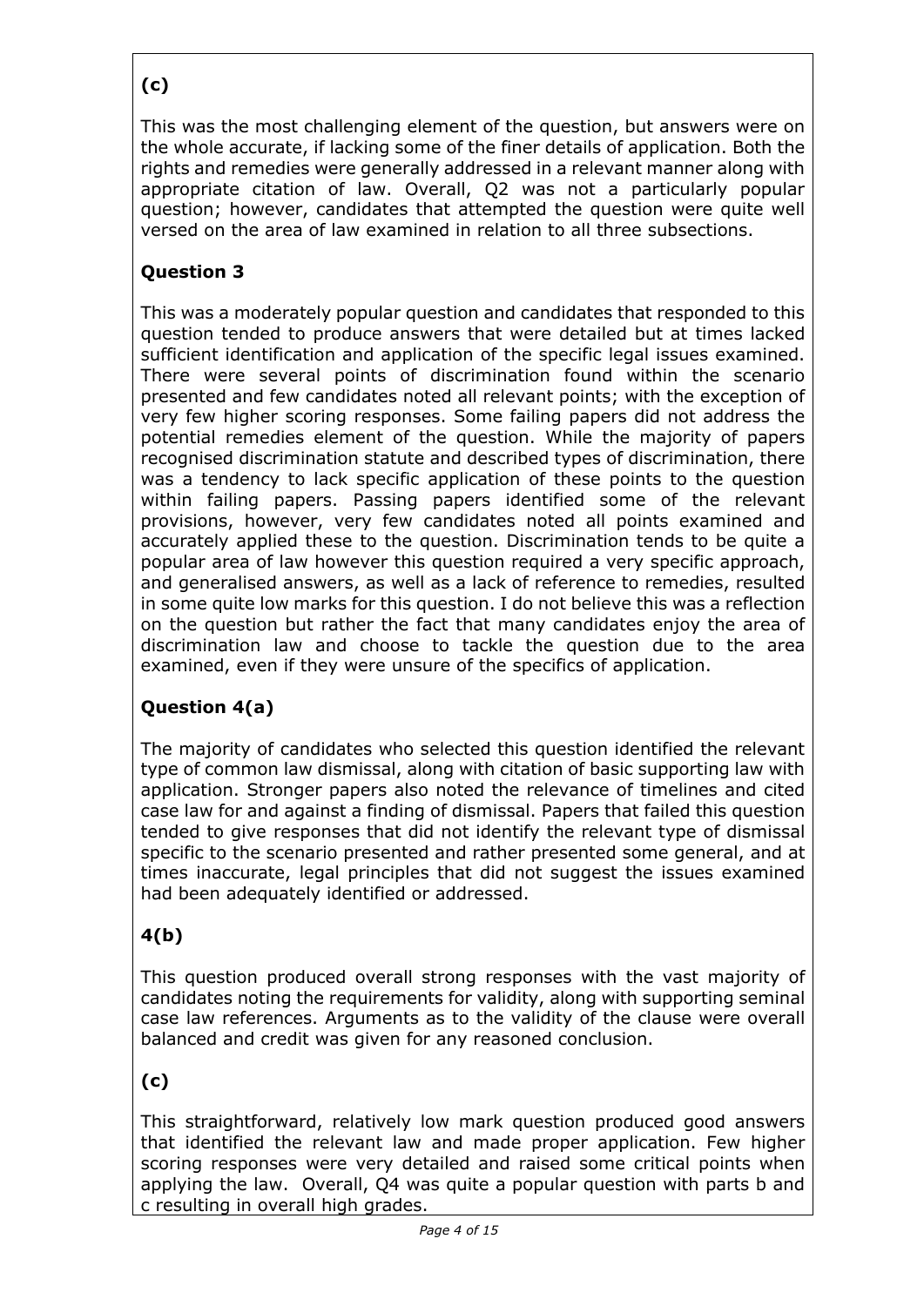**(c)**

This was the most challenging element of the question, but answers were on the whole accurate, if lacking some of the finer details of application. Both the rights and remedies were generally addressed in a relevant manner along with appropriate citation of law. Overall, Q2 was not a particularly popular question; however, candidates that attempted the question were quite well versed on the area of law examined in relation to all three subsections.

**Question 3**

This was a moderately popular question and candidates that responded to this question tended to produce answers that were detailed but at times lacked sufficient identification and application of the specific legal issues examined. There were several points of discrimination found within the scenario presented and few candidates noted all relevant points; with the exception of very few higher scoring responses. Some failing papers did not address the potential remedies element of the question. While the majority of papers recognised discrimination statute and described types of discrimination, there was a tendency to lack specific application of these points to the question within failing papers. Passing papers identified some of the relevant provisions, however, very few candidates noted all points examined and accurately applied these to the question. Discrimination tends to be quite a popular area of law however this question required a very specific approach, and generalised answers, as well as a lack of reference to remedies, resulted in some quite low marks for this question. I do not believe this was a reflection on the question but rather the fact that many candidates enjoy the area of discrimination law and choose to tackle the question due to the area examined, even if they were unsure of the specifics of application.

**Question 4(a)**

The majority of candidates who selected this question identified the relevant type of common law dismissal, along with citation of basic supporting law with application. Stronger papers also noted the relevance of timelines and cited case law for and against a finding of dismissal. Papers that failed this question tended to give responses that did not identify the relevant type of dismissal specific to the scenario presented and rather presented some general, and at times inaccurate, legal principles that did not suggest the issues examined had been adequately identified or addressed.

**4(b)**

This question produced overall strong responses with the vast majority of candidates noting the requirements for validity, along with supporting seminal case law references. Arguments as to the validity of the clause were overall balanced and credit was given for any reasoned conclusion.

**(c)**

This straightforward, relatively low mark question produced good answers that identified the relevant law and made proper application. Few higher scoring responses were very detailed and raised some critical points when applying the law. Overall, Q4 was quite a popular question with parts b and c resulting in overall high grades.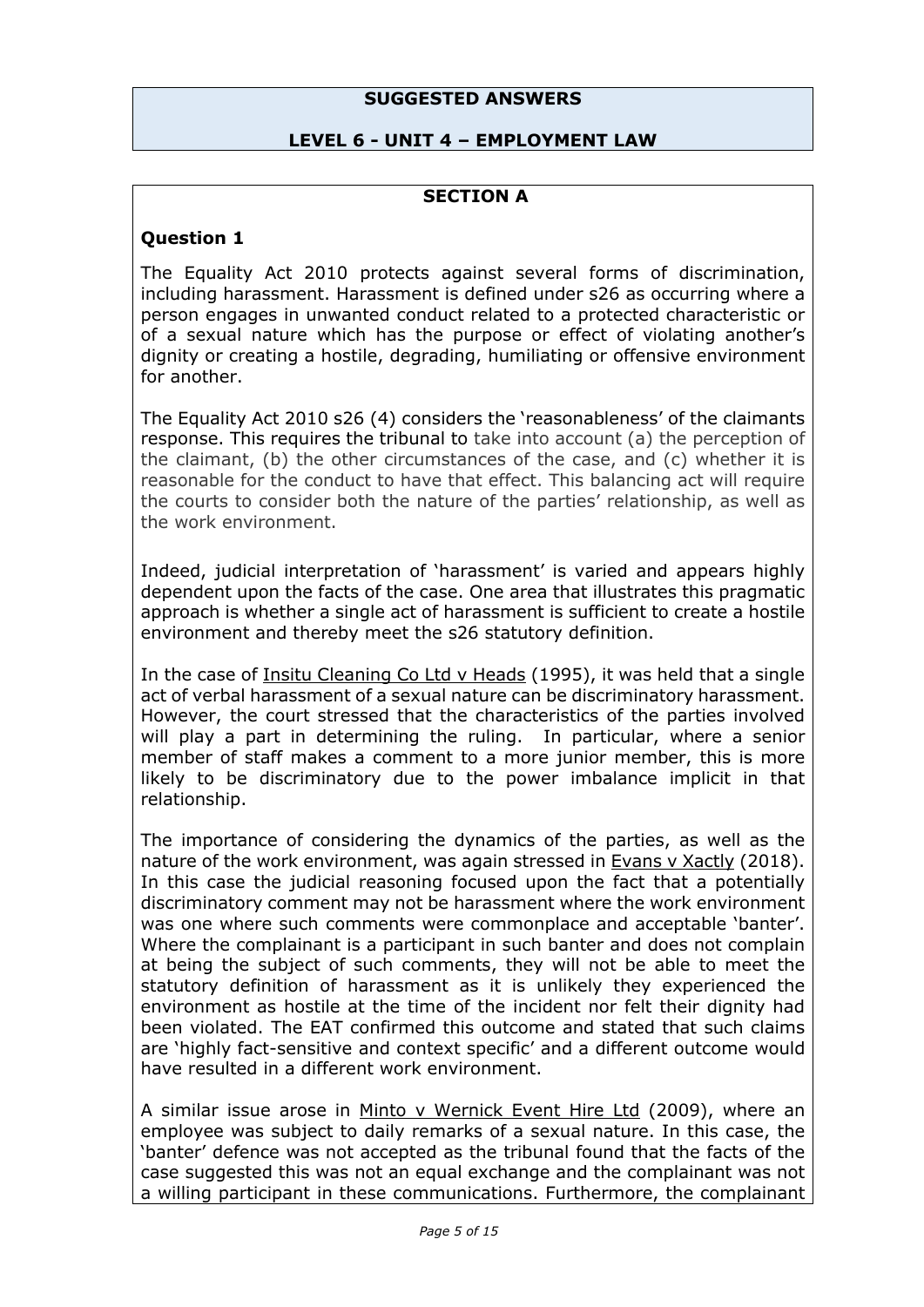**SUGGESTED ANSWERS**

**LEVEL 6 - UNIT 4 – EMPLOYMENT LAW**

**SECTION A**

## Question 1

The Equality Act 2010 protects against several forms of discrimination, including harassment. Harassment is defined under s26 as occurring where a person engages in unwanted conduct related to a protected characteristic or of a sexual nature which has the purpose or effect of violating another's dignity or creating a hostile, degrading, humiliating or offensive environment for another.

The Equality Act 2010 s26 (4) considers the 'reasonableness' of the claimants response. This requires the tribunal to take into account (a) the perception of the claimant, (b) the other circumstances of the case, and (c) whether it is reasonable for the conduct to have that effect. This balancing act will require the courts to consider both the nature of the parties' relationship, as well as the work environment.

Indeed, judicial interpretation of 'harassment' is varied and appears highly dependent upon the facts of the case. One area that illustrates this pragmatic approach is whether a single act of harassment is sufficient to create a hostile environment and thereby meet the s26 statutory definition.

In the case of Insitu Cleaning Co Ltd v Heads (1995), it was held that a single act of verbal harassment of a sexual nature can be discriminatory harassment. However, the court stressed that the characteristics of the parties involved will play a part in determining the ruling. In particular, where a senior member of staff makes a comment to a more junior member, this is more likely to be discriminatory due to the power imbalance implicit in that relationship.

The importance of considering the dynamics of the parties, as well as the nature of the work environment, was again stressed in Evans v Xactly (2018). In this case the judicial reasoning focused upon the fact that a potentially discriminatory comment may not be harassment where the work environment was one where such comments were commonplace and acceptable 'banter'. Where the complainant is a participant in such banter and does not complain at being the subject of such comments, they will not be able to meet the statutory definition of harassment as it is unlikely they experienced the environment as hostile at the time of the incident nor felt their dignity had been violated. The EAT confirmed this outcome and stated that such claims are 'highly fact-sensitive and context specific' and a different outcome would have resulted in a different work environment.

A similar issue arose in Minto v Wernick Event Hire Ltd (2009), where an employee was subject to daily remarks of a sexual nature. In this case, the 'banter' defence was not accepted as the tribunal found that the facts of the case suggested this was not an equal exchange and the complainant was not a willing participant in these communications. Furthermore, the complainant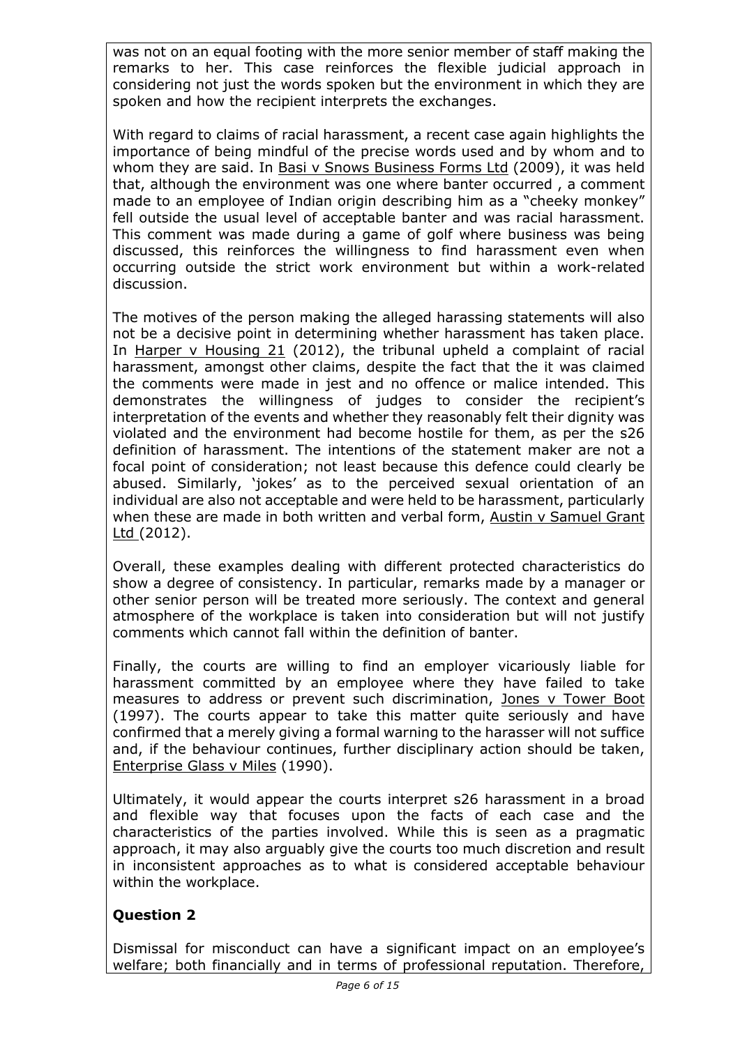was not on an equal footing with the more senior member of staff making the remarks to her. This case reinforces the flexible judicial approach in considering not just the words spoken but the environment in which they are spoken and how the recipient interprets the exchanges.

With regard to claims of racial harassment, a recent case again highlights the importance of being mindful of the precise words used and by whom and to whom they are said. In Basi v Snows Business Forms Ltd (2009), it was held that, although the environment was one where banter occurred , a comment made to an employee of Indian origin describing him as a "cheeky monkey" fell outside the usual level of acceptable banter and was racial harassment. This comment was made during a game of golf where business was being discussed, this reinforces the willingness to find harassment even when occurring outside the strict work environment but within a work-related discussion.

The motives of the person making the alleged harassing statements will also not be a decisive point in determining whether harassment has taken place. In Harper v Housing 21 (2012), the tribunal upheld a complaint of racial harassment, amongst other claims, despite the fact that the it was claimed the comments were made in jest and no offence or malice intended. This demonstrates the willingness of judges to consider the recipient's interpretation of the events and whether they reasonably felt their dignity was violated and the environment had become hostile for them, as per the s26 definition of harassment. The intentions of the statement maker are not a focal point of consideration; not least because this defence could clearly be abused. Similarly, 'jokes' as to the perceived sexual orientation of an individual are also not acceptable and were held to be harassment, particularly when these are made in both written and verbal form, Austin v Samuel Grant Ltd (2012).

Overall, these examples dealing with different protected characteristics do show a degree of consistency. In particular, remarks made by a manager or other senior person will be treated more seriously. The context and general atmosphere of the workplace is taken into consideration but will not justify comments which cannot fall within the definition of banter.

Finally, the courts are willing to find an employer vicariously liable for harassment committed by an employee where they have failed to take measures to address or prevent such discrimination, Jones v Tower Boot (1997). The courts appear to take this matter quite seriously and have confirmed that a merely giving a formal warning to the harasser will not suffice and, if the behaviour continues, further disciplinary action should be taken, Enterprise Glass v Miles (1990).

Ultimately, it would appear the courts interpret s26 harassment in a broad and flexible way that focuses upon the facts of each case and the characteristics of the parties involved. While this is seen as a pragmatic approach, it may also arguably give the courts too much discretion and result in inconsistent approaches as to what is considered acceptable behaviour within the workplace.

## Question 2

Dismissal for misconduct can have a significant impact on an employee's welfare; both financially and in terms of professional reputation. Therefore,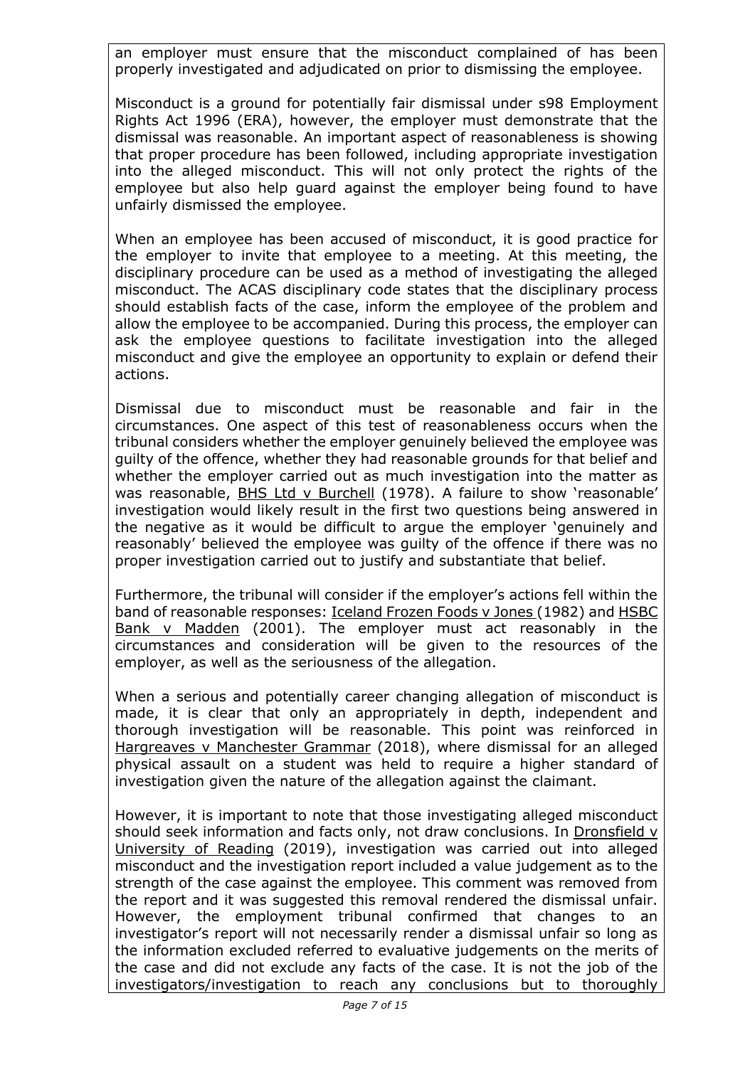an employer must ensure that the misconduct complained of has been properly investigated and adjudicated on prior to dismissing the employee.

Misconduct is a ground for potentially fair dismissal under s98 Employment Rights Act 1996 (ERA), however, the employer must demonstrate that the dismissal was reasonable. An important aspect of reasonableness is showing that proper procedure has been followed, including appropriate investigation into the alleged misconduct. This will not only protect the rights of the employee but also help guard against the employer being found to have unfairly dismissed the employee.

When an employee has been accused of misconduct, it is good practice for the employer to invite that employee to a meeting. At this meeting, the disciplinary procedure can be used as a method of investigating the alleged misconduct. The ACAS disciplinary code states that the disciplinary process should establish facts of the case, inform the employee of the problem and allow the employee to be accompanied. During this process, the employer can ask the employee questions to facilitate investigation into the alleged misconduct and give the employee an opportunity to explain or defend their actions.

Dismissal due to misconduct must be reasonable and fair in the circumstances. One aspect of this test of reasonableness occurs when the tribunal considers whether the employer genuinely believed the employee was guilty of the offence, whether they had reasonable grounds for that belief and whether the employer carried out as much investigation into the matter as was reasonable, BHS Ltd v Burchell (1978). A failure to show 'reasonable' investigation would likely result in the first two questions being answered in the negative as it would be difficult to argue the employer 'genuinely and reasonably' believed the employee was guilty of the offence if there was no proper investigation carried out to justify and substantiate that belief.

Furthermore, the tribunal will consider if the employer's actions fell within the band of reasonable responses: Iceland Frozen Foods v Jones (1982) and HSBC Bank v Madden (2001). The employer must act reasonably in the circumstances and consideration will be given to the resources of the employer, as well as the seriousness of the allegation.

When a serious and potentially career changing allegation of misconduct is made, it is clear that only an appropriately in depth, independent and thorough investigation will be reasonable. This point was reinforced in Hargreaves v Manchester Grammar (2018), where dismissal for an alleged physical assault on a student was held to require a higher standard of investigation given the nature of the allegation against the claimant.

However, it is important to note that those investigating alleged misconduct should seek information and facts only, not draw conclusions. In Dronsfield v University of Reading (2019), investigation was carried out into alleged misconduct and the investigation report included a value judgement as to the strength of the case against the employee. This comment was removed from the report and it was suggested this removal rendered the dismissal unfair. However, the employment tribunal confirmed that changes to an investigator's report will not necessarily render a dismissal unfair so long as the information excluded referred to evaluative judgements on the merits of the case and did not exclude any facts of the case. It is not the job of the investigators/investigation to reach any conclusions but to thoroughly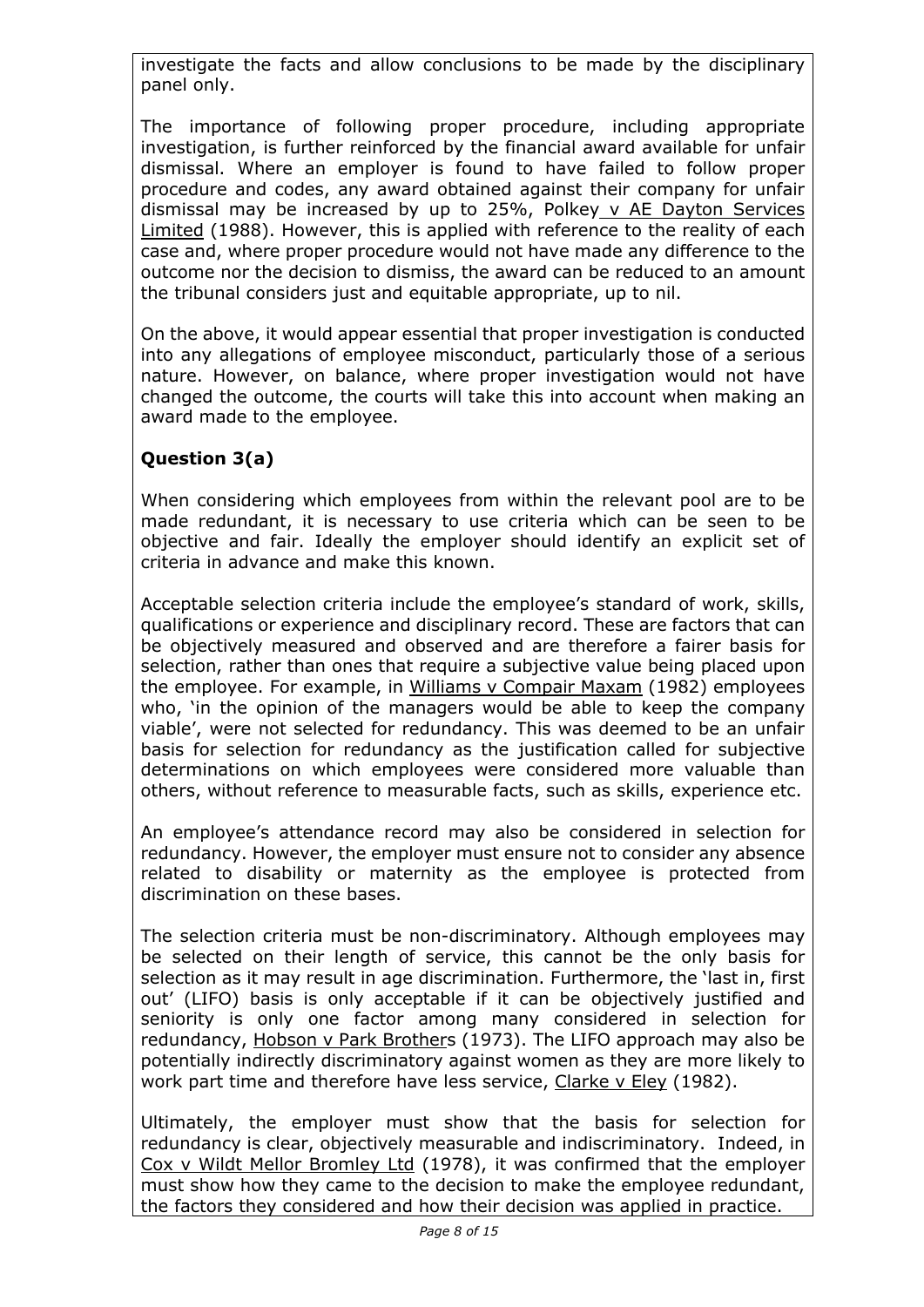investigate the facts and allow conclusions to be made by the disciplinary panel only.

The importance of following proper procedure, including appropriate investigation, is further reinforced by the financial award available for unfair dismissal. Where an employer is found to have failed to follow proper procedure and codes, any award obtained against their company for unfair dismissal may be increased by up to 25%, Polkey v AE Dayton Services Limited (1988). However, this is applied with reference to the reality of each case and, where proper procedure would not have made any difference to the outcome nor the decision to dismiss, the award can be reduced to an amount the tribunal considers just and equitable appropriate, up to nil.

On the above, it would appear essential that proper investigation is conducted into any allegations of employee misconduct, particularly those of a serious nature. However, on balance, where proper investigation would not have changed the outcome, the courts will take this into account when making an award made to the employee.

## Question 3(a)

When considering which employees from within the relevant pool are to be made redundant, it is necessary to use criteria which can be seen to be objective and fair. Ideally the employer should identify an explicit set of criteria in advance and make this known.

Acceptable selection criteria include the employee's standard of work, skills, qualifications or experience and disciplinary record. These are factors that can be objectively measured and observed and are therefore a fairer basis for selection, rather than ones that require a subjective value being placed upon the employee. For example, in Williams v Compair Maxam (1982) employees who, 'in the opinion of the managers would be able to keep the company viable', were not selected for redundancy. This was deemed to be an unfair basis for selection for redundancy as the justification called for subjective determinations on which employees were considered more valuable than others, without reference to measurable facts, such as skills, experience etc.

An employee's attendance record may also be considered in selection for redundancy. However, the employer must ensure not to consider any absence related to disability or maternity as the employee is protected from discrimination on these bases.

The selection criteria must be non-discriminatory. Although employees may be selected on their length of service, this cannot be the only basis for selection as it may result in age discrimination. Furthermore, the 'last in, first out' (LIFO) basis is only acceptable if it can be objectively justified and seniority is only one factor among many considered in selection for redundancy, Hobson v Park Brothers (1973). The LIFO approach may also be potentially indirectly discriminatory against women as they are more likely to work part time and therefore have less service, Clarke v Eley (1982).

Ultimately, the employer must show that the basis for selection for redundancy is clear, objectively measurable and indiscriminatory. Indeed, in Cox v Wildt Mellor Bromley Ltd (1978), it was confirmed that the employer must show how they came to the decision to make the employee redundant, the factors they considered and how their decision was applied in practice.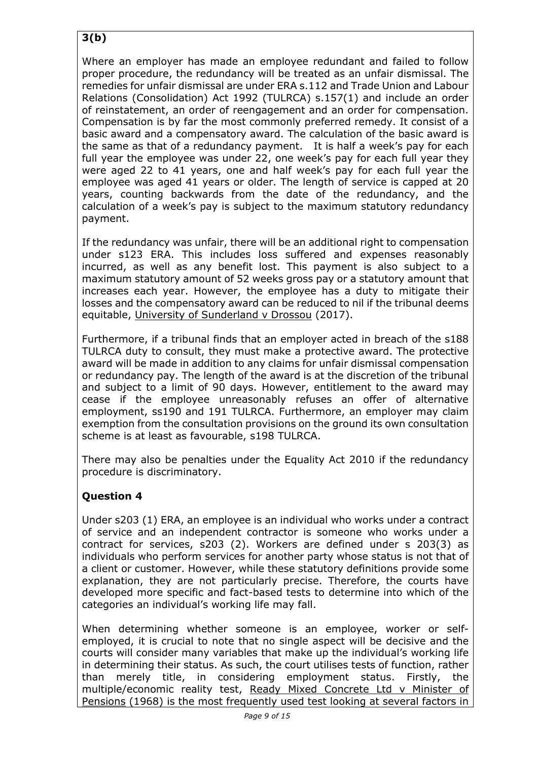**3(b)**

Where an employer has made an employee redundant and failed to follow proper procedure, the redundancy will be treated as an unfair dismissal. The remedies for unfair dismissal are under ERA s.112 and Trade Union and Labour Relations (Consolidation) Act 1992 (TULRCA) s.157(1) and include an order of reinstatement, an order of reengagement and an order for compensation. Compensation is by far the most commonly preferred remedy. It consist of a basic award and a compensatory award. The calculation of the basic award is the same as that of a redundancy payment. It is half a week's pay for each full year the employee was under 22, one week's pay for each full year they were aged 22 to 41 years, one and half week's pay for each full year the employee was aged 41 years or older. The length of service is capped at 20 years, counting backwards from the date of the redundancy, and the calculation of a week's pay is subject to the maximum statutory redundancy payment.

If the redundancy was unfair, there will be an additional right to compensation under s123 ERA. This includes loss suffered and expenses reasonably incurred, as well as any benefit lost. This payment is also subject to a maximum statutory amount of 52 weeks gross pay or a statutory amount that increases each year. However, the employee has a duty to mitigate their losses and the compensatory award can be reduced to nil if the tribunal deems equitable, University of Sunderland v Drossou (2017).

Furthermore, if a tribunal finds that an employer acted in breach of the s188 TULRCA duty to consult, they must make a protective award. The protective award will be made in addition to any claims for unfair dismissal compensation or redundancy pay. The length of the award is at the discretion of the tribunal and subject to a limit of 90 days. However, entitlement to the award may cease if the employee unreasonably refuses an offer of alternative employment, ss190 and 191 TULRCA. Furthermore, an employer may claim exemption from the consultation provisions on the ground its own consultation scheme is at least as favourable, s198 TULRCA.

There may also be penalties under the Equality Act 2010 if the redundancy procedure is discriminatory.

## Question 4

Under s203 (1) ERA, an employee is an individual who works under a contract of service and an independent contractor is someone who works under a contract for services, s203 (2). Workers are defined under s 203(3) as individuals who perform services for another party whose status is not that of a client or customer. However, while these statutory definitions provide some explanation, they are not particularly precise. Therefore, the courts have developed more specific and fact-based tests to determine into which of the categories an individual's working life may fall.

When determining whether someone is an employee, worker or self-employed, it is crucial to note that no single aspect will be decisive and the courts will consider many variables that make up the individual's working life in determining their status. As such, the court utilises tests of function, rather than merely title, in considering employment status. Firstly, the multiple/economic reality test, Ready Mixed Concrete Ltd v Minister of Pensions (1968) is the most frequently used test looking at several factors in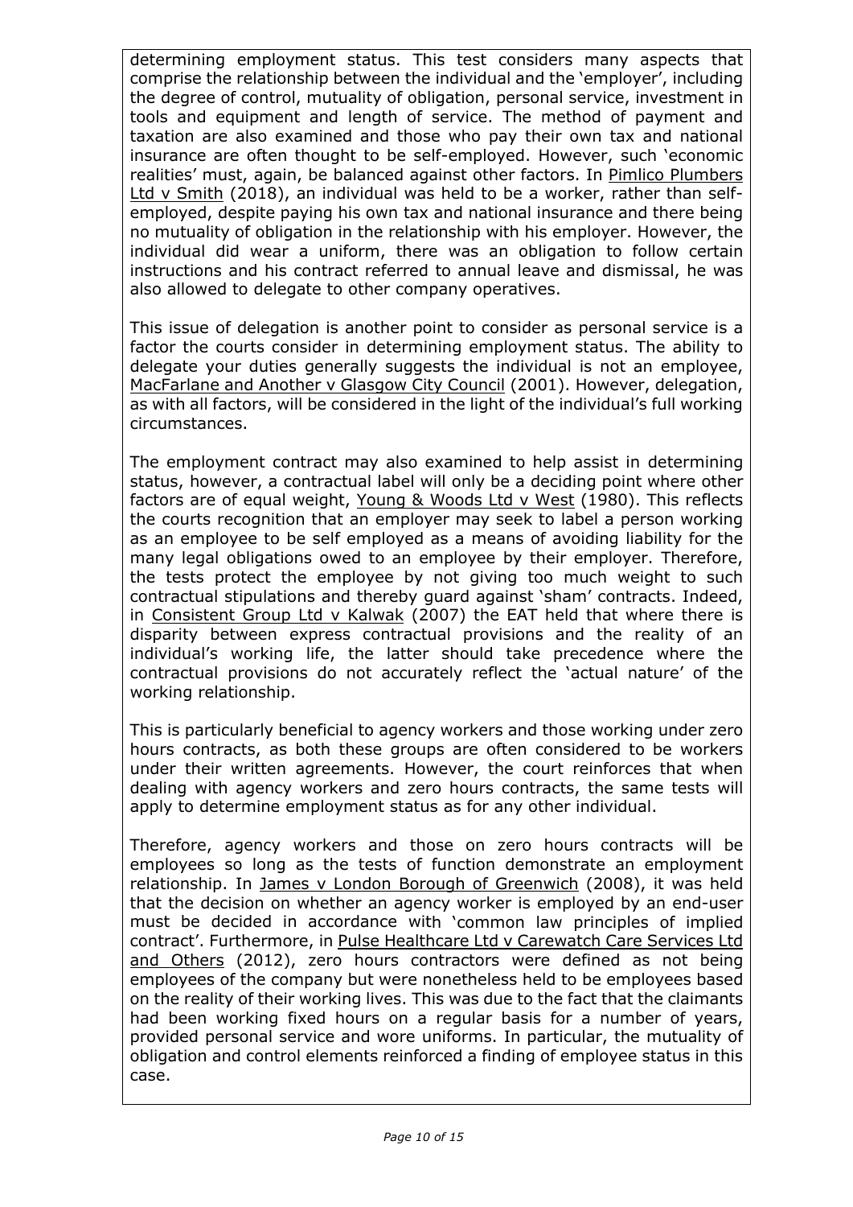determining employment status. This test considers many aspects that comprise the relationship between the individual and the 'employer', including the degree of control, mutuality of obligation, personal service, investment in tools and equipment and length of service. The method of payment and taxation are also examined and those who pay their own tax and national insurance are often thought to be self-employed. However, such 'economic realities' must, again, be balanced against other factors. In Pimlico Plumbers Ltd v Smith (2018), an individual was held to be a worker, rather than self-employed, despite paying his own tax and national insurance and there being no mutuality of obligation in the relationship with his employer. However, the individual did wear a uniform, there was an obligation to follow certain instructions and his contract referred to annual leave and dismissal, he was also allowed to delegate to other company operatives.

This issue of delegation is another point to consider as personal service is a factor the courts consider in determining employment status. The ability to delegate your duties generally suggests the individual is not an employee, MacFarlane and Another v Glasgow City Council (2001). However, delegation, as with all factors, will be considered in the light of the individual's full working circumstances.

The employment contract may also examined to help assist in determining status, however, a contractual label will only be a deciding point where other factors are of equal weight, Young & Woods Ltd v West (1980). This reflects the courts recognition that an employer may seek to label a person working as an employee to be self employed as a means of avoiding liability for the many legal obligations owed to an employee by their employer. Therefore, the tests protect the employee by not giving too much weight to such contractual stipulations and thereby guard against 'sham' contracts. Indeed, in Consistent Group Ltd v Kalwak (2007) the EAT held that where there is disparity between express contractual provisions and the reality of an individual's working life, the latter should take precedence where the contractual provisions do not accurately reflect the 'actual nature' of the working relationship.

This is particularly beneficial to agency workers and those working under zero hours contracts, as both these groups are often considered to be workers under their written agreements. However, the court reinforces that when dealing with agency workers and zero hours contracts, the same tests will apply to determine employment status as for any other individual.

Therefore, agency workers and those on zero hours contracts will be employees so long as the tests of function demonstrate an employment relationship. In James v London Borough of Greenwich (2008), it was held that the decision on whether an agency worker is employed by an end-user must be decided in accordance with 'common law principles of implied contract'. Furthermore, in Pulse Healthcare Ltd v Carewatch Care Services Ltd and Others (2012), zero hours contractors were defined as not being employees of the company but were nonetheless held to be employees based on the reality of their working lives. This was due to the fact that the claimants had been working fixed hours on a regular basis for a number of years, provided personal service and wore uniforms. In particular, the mutuality of obligation and control elements reinforced a finding of employee status in this case.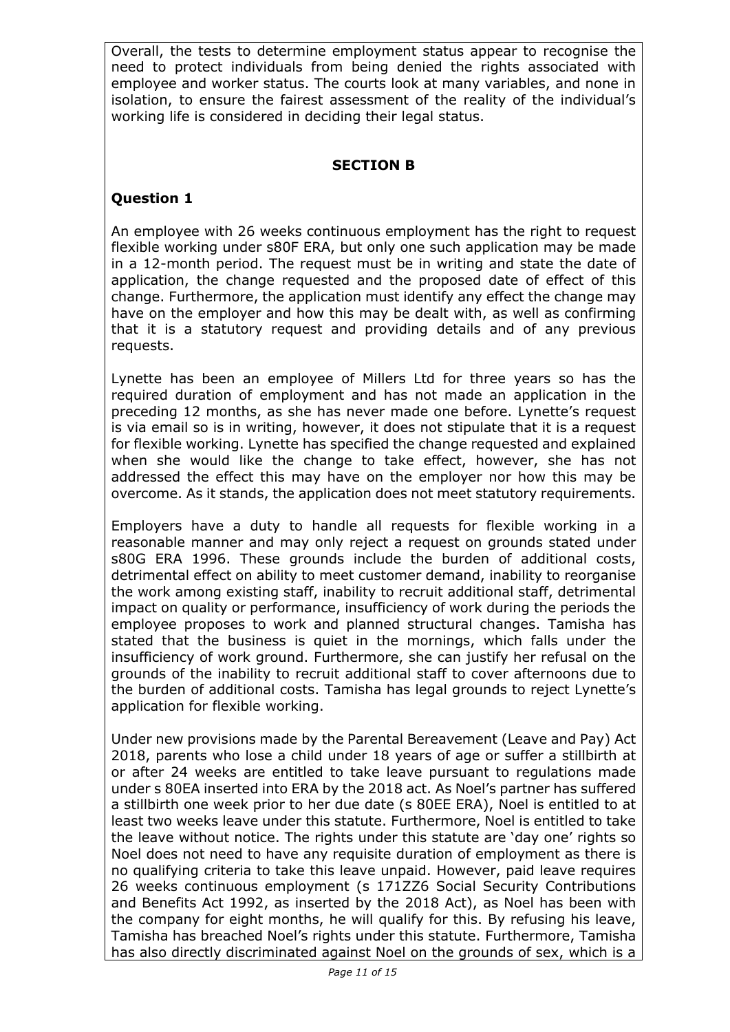Overall, the tests to determine employment status appear to recognise the need to protect individuals from being denied the rights associated with employee and worker status. The courts look at many variables, and none in isolation, to ensure the fairest assessment of the reality of the individual's working life is considered in deciding their legal status.

## SECTION B

### Question 1

An employee with 26 weeks continuous employment has the right to request flexible working under s80F ERA, but only one such application may be made in a 12-month period. The request must be in writing and state the date of application, the change requested and the proposed date of effect of this change. Furthermore, the application must identify any effect the change may have on the employer and how this may be dealt with, as well as confirming that it is a statutory request and providing details and of any previous requests.

Lynette has been an employee of Millers Ltd for three years so has the required duration of employment and has not made an application in the preceding 12 months, as she has never made one before. Lynette's request is via email so is in writing, however, it does not stipulate that it is a request for flexible working. Lynette has specified the change requested and explained when she would like the change to take effect, however, she has not addressed the effect this may have on the employer nor how this may be overcome. As it stands, the application does not meet statutory requirements.

Employers have a duty to handle all requests for flexible working in a reasonable manner and may only reject a request on grounds stated under s80G ERA 1996. These grounds include the burden of additional costs, detrimental effect on ability to meet customer demand, inability to reorganise the work among existing staff, inability to recruit additional staff, detrimental impact on quality or performance, insufficiency of work during the periods the employee proposes to work and planned structural changes. Tamisha has stated that the business is quiet in the mornings, which falls under the insufficiency of work ground. Furthermore, she can justify her refusal on the grounds of the inability to recruit additional staff to cover afternoons due to the burden of additional costs. Tamisha has legal grounds to reject Lynette's application for flexible working.

Under new provisions made by the Parental Bereavement (Leave and Pay) Act 2018, parents who lose a child under 18 years of age or suffer a stillbirth at or after 24 weeks are entitled to take leave pursuant to regulations made under s 80EA inserted into ERA by the 2018 act. As Noel's partner has suffered a stillbirth one week prior to her due date (s 80EE ERA), Noel is entitled to at least two weeks leave under this statute. Furthermore, Noel is entitled to take the leave without notice. The rights under this statute are 'day one' rights so Noel does not need to have any requisite duration of employment as there is no qualifying criteria to take this leave unpaid. However, paid leave requires 26 weeks continuous employment (s 171ZZ6 Social Security Contributions and Benefits Act 1992, as inserted by the 2018 Act), as Noel has been with the company for eight months, he will qualify for this. By refusing his leave, Tamisha has breached Noel's rights under this statute. Furthermore, Tamisha has also directly discriminated against Noel on the grounds of sex, which is a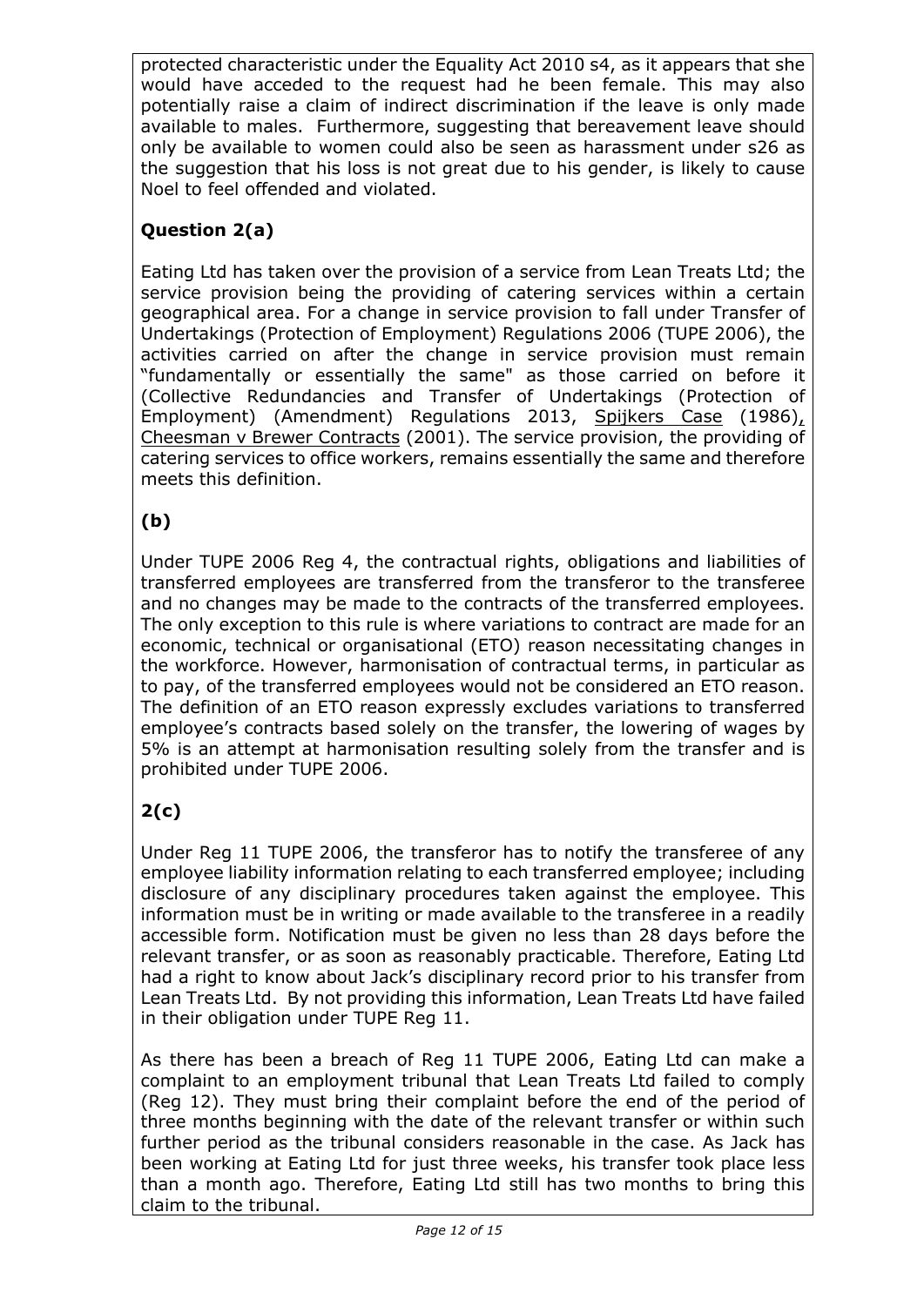protected characteristic under the Equality Act 2010 s4, as it appears that she would have acceded to the request had he been female. This may also potentially raise a claim of indirect discrimination if the leave is only made available to males. Furthermore, suggesting that bereavement leave should only be available to women could also be seen as harassment under s26 as the suggestion that his loss is not great due to his gender, is likely to cause Noel to feel offended and violated.

### Question 2(a)

Eating Ltd has taken over the provision of a service from Lean Treats Ltd; the service provision being the providing of catering services within a certain geographical area. For a change in service provision to fall under Transfer of Undertakings (Protection of Employment) Regulations 2006 (TUPE 2006), the activities carried on after the change in service provision must remain "fundamentally or essentially the same" as those carried on before it (Collective Redundancies and Transfer of Undertakings (Protection of Employment) (Amendment) Regulations 2013, Spijkers Case (1986), Cheesman v Brewer Contracts (2001). The service provision, the providing of catering services to office workers, remains essentially the same and therefore meets this definition.

### (b)

Under TUPE 2006 Reg 4, the contractual rights, obligations and liabilities of transferred employees are transferred from the transferor to the transferee and no changes may be made to the contracts of the transferred employees. The only exception to this rule is where variations to contract are made for an economic, technical or organisational (ETO) reason necessitating changes in the workforce. However, harmonisation of contractual terms, in particular as to pay, of the transferred employees would not be considered an ETO reason. The definition of an ETO reason expressly excludes variations to transferred employee's contracts based solely on the transfer, the lowering of wages by 5% is an attempt at harmonisation resulting solely from the transfer and is prohibited under TUPE 2006.

### 2(c)

Under Reg 11 TUPE 2006, the transferor has to notify the transferee of any employee liability information relating to each transferred employee; including disclosure of any disciplinary procedures taken against the employee. This information must be in writing or made available to the transferee in a readily accessible form. Notification must be given no less than 28 days before the relevant transfer, or as soon as reasonably practicable. Therefore, Eating Ltd had a right to know about Jack's disciplinary record prior to his transfer from Lean Treats Ltd. By not providing this information, Lean Treats Ltd have failed in their obligation under TUPE Reg 11.

As there has been a breach of Reg 11 TUPE 2006, Eating Ltd can make a complaint to an employment tribunal that Lean Treats Ltd failed to comply (Reg 12). They must bring their complaint before the end of the period of three months beginning with the date of the relevant transfer or within such further period as the tribunal considers reasonable in the case. As Jack has been working at Eating Ltd for just three weeks, his transfer took place less than a month ago. Therefore, Eating Ltd still has two months to bring this claim to the tribunal.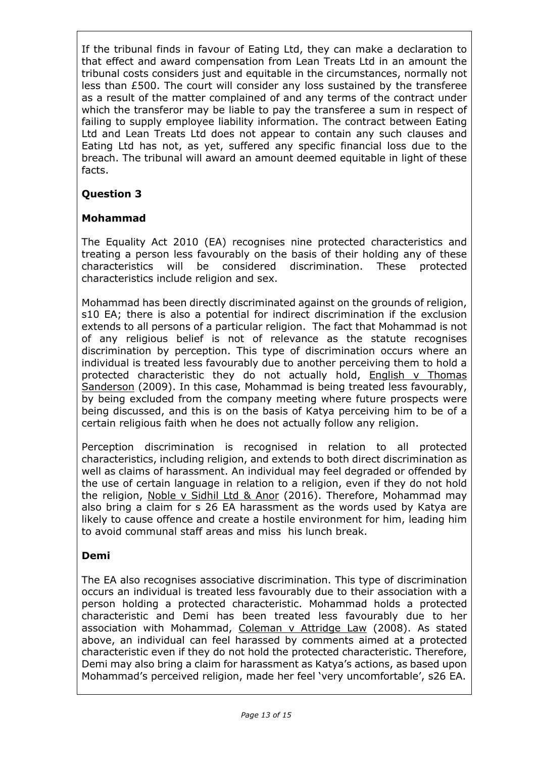If the tribunal finds in favour of Eating Ltd, they can make a declaration to that effect and award compensation from Lean Treats Ltd in an amount the tribunal costs considers just and equitable in the circumstances, normally not less than £500. The court will consider any loss sustained by the transferee as a result of the matter complained of and any terms of the contract under which the transferor may be liable to pay the transferee a sum in respect of failing to supply employee liability information. The contract between Eating Ltd and Lean Treats Ltd does not appear to contain any such clauses and Eating Ltd has not, as yet, suffered any specific financial loss due to the breach. The tribunal will award an amount deemed equitable in light of these facts.

## Question 3

### Mohammad

The Equality Act 2010 (EA) recognises nine protected characteristics and treating a person less favourably on the basis of their holding any of these characteristics will be considered discrimination. These protected characteristics include religion and sex.

Mohammad has been directly discriminated against on the grounds of religion, s10 EA; there is also a potential for indirect discrimination if the exclusion extends to all persons of a particular religion. The fact that Mohammad is not of any religious belief is not of relevance as the statute recognises discrimination by perception. This type of discrimination occurs where an individual is treated less favourably due to another perceiving them to hold a protected characteristic they do not actually hold, English v Thomas Sanderson (2009). In this case, Mohammad is being treated less favourably, by being excluded from the company meeting where future prospects were being discussed, and this is on the basis of Katya perceiving him to be of a certain religious faith when he does not actually follow any religion.

Perception discrimination is recognised in relation to all protected characteristics, including religion, and extends to both direct discrimination as well as claims of harassment. An individual may feel degraded or offended by the use of certain language in relation to a religion, even if they do not hold the religion, Noble v Sidhil Ltd & Anor (2016). Therefore, Mohammad may also bring a claim for s 26 EA harassment as the words used by Katya are likely to cause offence and create a hostile environment for him, leading him to avoid communal staff areas and miss his lunch break.

### Demi

The EA also recognises associative discrimination. This type of discrimination occurs an individual is treated less favourably due to their association with a person holding a protected characteristic. Mohammad holds a protected characteristic and Demi has been treated less favourably due to her association with Mohammad, Coleman v Attridge Law (2008). As stated above, an individual can feel harassed by comments aimed at a protected characteristic even if they do not hold the protected characteristic. Therefore, Demi may also bring a claim for harassment as Katya's actions, as based upon Mohammad's perceived religion, made her feel 'very uncomfortable', s26 EA.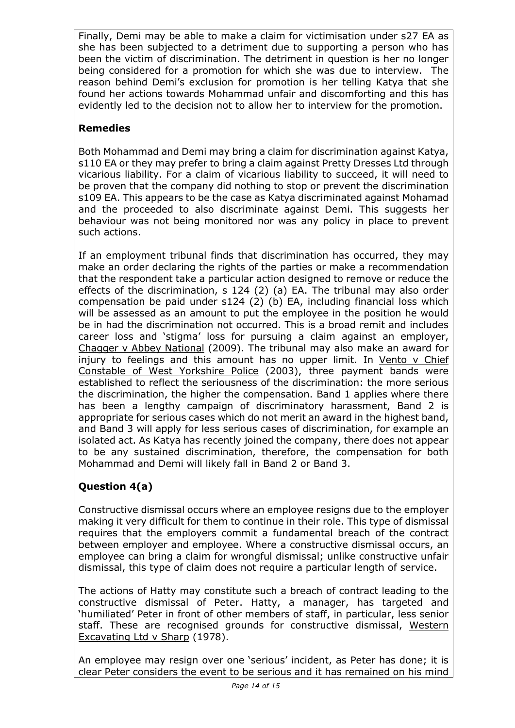Finally, Demi may be able to make a claim for victimisation under s27 EA as she has been subjected to a detriment due to supporting a person who has been the victim of discrimination. The detriment in question is her no longer being considered for a promotion for which she was due to interview. The reason behind Demi's exclusion for promotion is her telling Katya that she found her actions towards Mohammad unfair and discomforting and this has evidently led to the decision not to allow her to interview for the promotion.

**Remedies**

Both Mohammad and Demi may bring a claim for discrimination against Katya, s110 EA or they may prefer to bring a claim against Pretty Dresses Ltd through vicarious liability. For a claim of vicarious liability to succeed, it will need to be proven that the company did nothing to stop or prevent the discrimination s109 EA. This appears to be the case as Katya discriminated against Mohamad and the proceeded to also discriminate against Demi. This suggests her behaviour was not being monitored nor was any policy in place to prevent such actions.

If an employment tribunal finds that discrimination has occurred, they may make an order declaring the rights of the parties or make a recommendation that the respondent take a particular action designed to remove or reduce the effects of the discrimination, s 124 (2) (a) EA. The tribunal may also order compensation be paid under s124 (2) (b) EA, including financial loss which will be assessed as an amount to put the employee in the position he would be in had the discrimination not occurred. This is a broad remit and includes career loss and 'stigma' loss for pursuing a claim against an employer, Chagger v Abbey National (2009). The tribunal may also make an award for injury to feelings and this amount has no upper limit. In Vento v Chief Constable of West Yorkshire Police (2003), three payment bands were established to reflect the seriousness of the discrimination: the more serious the discrimination, the higher the compensation. Band 1 applies where there has been a lengthy campaign of discriminatory harassment, Band 2 is appropriate for serious cases which do not merit an award in the highest band, and Band 3 will apply for less serious cases of discrimination, for example an isolated act. As Katya has recently joined the company, there does not appear to be any sustained discrimination, therefore, the compensation for both Mohammad and Demi will likely fall in Band 2 or Band 3.

**Question 4(a)**

Constructive dismissal occurs where an employee resigns due to the employer making it very difficult for them to continue in their role. This type of dismissal requires that the employers commit a fundamental breach of the contract between employer and employee. Where a constructive dismissal occurs, an employee can bring a claim for wrongful dismissal; unlike constructive unfair dismissal, this type of claim does not require a particular length of service.

The actions of Hatty may constitute such a breach of contract leading to the constructive dismissal of Peter. Hatty, a manager, has targeted and 'humiliated' Peter in front of other members of staff, in particular, less senior staff. These are recognised grounds for constructive dismissal, Western Excavating Ltd v Sharp (1978).

An employee may resign over one 'serious' incident, as Peter has done; it is clear Peter considers the event to be serious and it has remained on his mind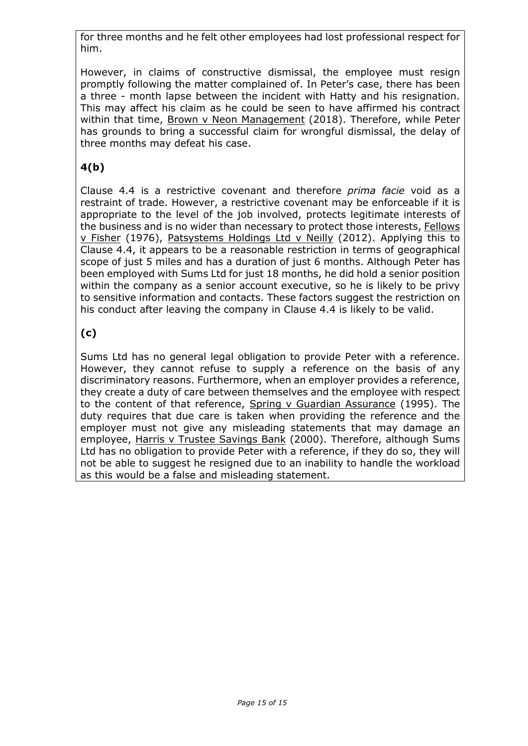for three months and he felt other employees had lost professional respect for him.

However, in claims of constructive dismissal, the employee must resign promptly following the matter complained of. In Peter's case, there has been a three - month lapse between the incident with Hatty and his resignation. This may affect his claim as he could be seen to have affirmed his contract within that time, Brown v Neon Management (2018). Therefore, while Peter has grounds to bring a successful claim for wrongful dismissal, the delay of three months may defeat his case.

**4(b)**

Clause 4.4 is a restrictive covenant and therefore *prima facie* void as a restraint of trade. However, a restrictive covenant may be enforceable if it is appropriate to the level of the job involved, protects legitimate interests of the business and is no wider than necessary to protect those interests, Fellows v Fisher (1976), Patsystems Holdings Ltd v Neilly (2012). Applying this to Clause 4.4, it appears to be a reasonable restriction in terms of geographical scope of just 5 miles and has a duration of just 6 months. Although Peter has been employed with Sums Ltd for just 18 months, he did hold a senior position within the company as a senior account executive, so he is likely to be privy to sensitive information and contacts. These factors suggest the restriction on his conduct after leaving the company in Clause 4.4 is likely to be valid.

**(c)**

Sums Ltd has no general legal obligation to provide Peter with a reference. However, they cannot refuse to supply a reference on the basis of any discriminatory reasons. Furthermore, when an employer provides a reference, they create a duty of care between themselves and the employee with respect to the content of that reference, Spring v Guardian Assurance (1995). The duty requires that due care is taken when providing the reference and the employer must not give any misleading statements that may damage an employee, Harris v Trustee Savings Bank (2000). Therefore, although Sums Ltd has no obligation to provide Peter with a reference, if they do so, they will not be able to suggest he resigned due to an inability to handle the workload as this would be a false and misleading statement.